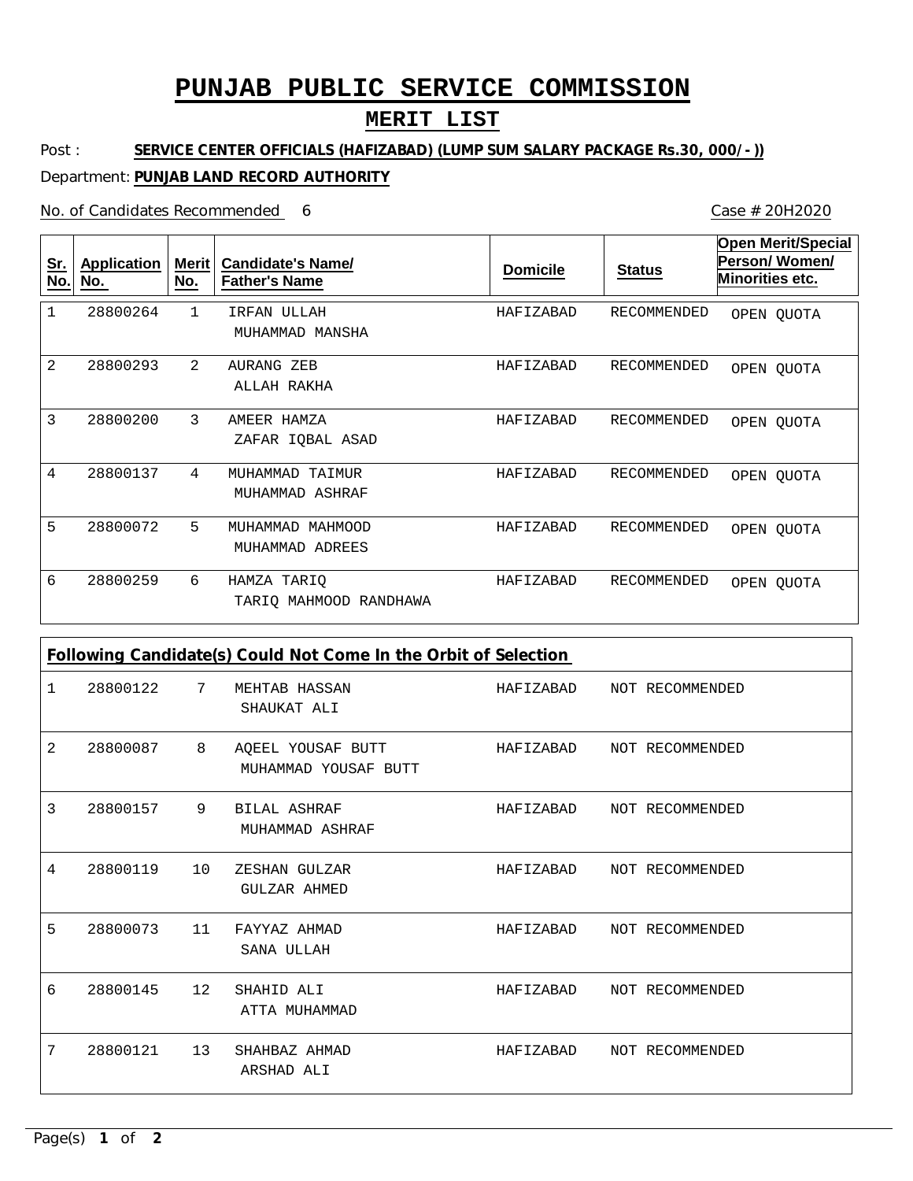# PUNJAB PUBLIC SERVICE COMMISSION

## MERIT LIST

Post : **SERVICE CENTER OFFICIALS (HAFIZABAD) (LUMP SUM SALARY PACKAGE Rs.30, 000/-))**

Department: **PUNJAB LAND RECORD AUTHORITY**

No. of Candidates Recommended 6

Case # 20H2020

| Sr. No. | Application No. | Merit No. | Candidate's Name/ Father's Name | Domicile | Status | Open Merit/Special Person/ Women/ Minorities etc. |
|---|---|---|---|---|---|---|
| 1 | 28800264 | 1 | IRFAN ULLAH<br>MUHAMMAD MANSHA | HAFIZABAD | RECOMMENDED | OPEN QUOTA |
| 2 | 28800293 | 2 | AURANG ZEB<br>ALLAH RAKHA | HAFIZABAD | RECOMMENDED | OPEN QUOTA |
| 3 | 28800200 | 3 | AMEER HAMZA<br>ZAFAR IQBAL ASAD | HAFIZABAD | RECOMMENDED | OPEN QUOTA |
| 4 | 28800137 | 4 | MUHAMMAD TAIMUR<br>MUHAMMAD ASHRAF | HAFIZABAD | RECOMMENDED | OPEN QUOTA |
| 5 | 28800072 | 5 | MUHAMMAD MAHMOOD<br>MUHAMMAD ADREES | HAFIZABAD | RECOMMENDED | OPEN QUOTA |
| 6 | 28800259 | 6 | HAMZA TARIQ<br>TARIQ MAHMOOD RANDHAWA | HAFIZABAD | RECOMMENDED | OPEN QUOTA |

**Following Candidate(s) Could Not Come In the Orbit of Selection**

| Sr. No. | Application No. | Merit No. | Candidate's Name/ Father's Name | Domicile | Status |
|---|---|---|---|---|---|
| 1 | 28800122 | 7 | MEHTAB HASSAN<br>SHAUKAT ALI | HAFIZABAD | NOT RECOMMENDED |
| 2 | 28800087 | 8 | AQEEL YOUSAF BUTT<br>MUHAMMAD YOUSAF BUTT | HAFIZABAD | NOT RECOMMENDED |
| 3 | 28800157 | 9 | BILAL ASHRAF<br>MUHAMMAD ASHRAF | HAFIZABAD | NOT RECOMMENDED |
| 4 | 28800119 | 10 | ZESHAN GULZAR<br>GULZAR AHMED | HAFIZABAD | NOT RECOMMENDED |
| 5 | 28800073 | 11 | FAYYAZ AHMAD<br>SANA ULLAH | HAFIZABAD | NOT RECOMMENDED |
| 6 | 28800145 | 12 | SHAHID ALI<br>ATTA MUHAMMAD | HAFIZABAD | NOT RECOMMENDED |
| 7 | 28800121 | 13 | SHAHBAZ AHMAD<br>ARSHAD ALI | HAFIZABAD | NOT RECOMMENDED |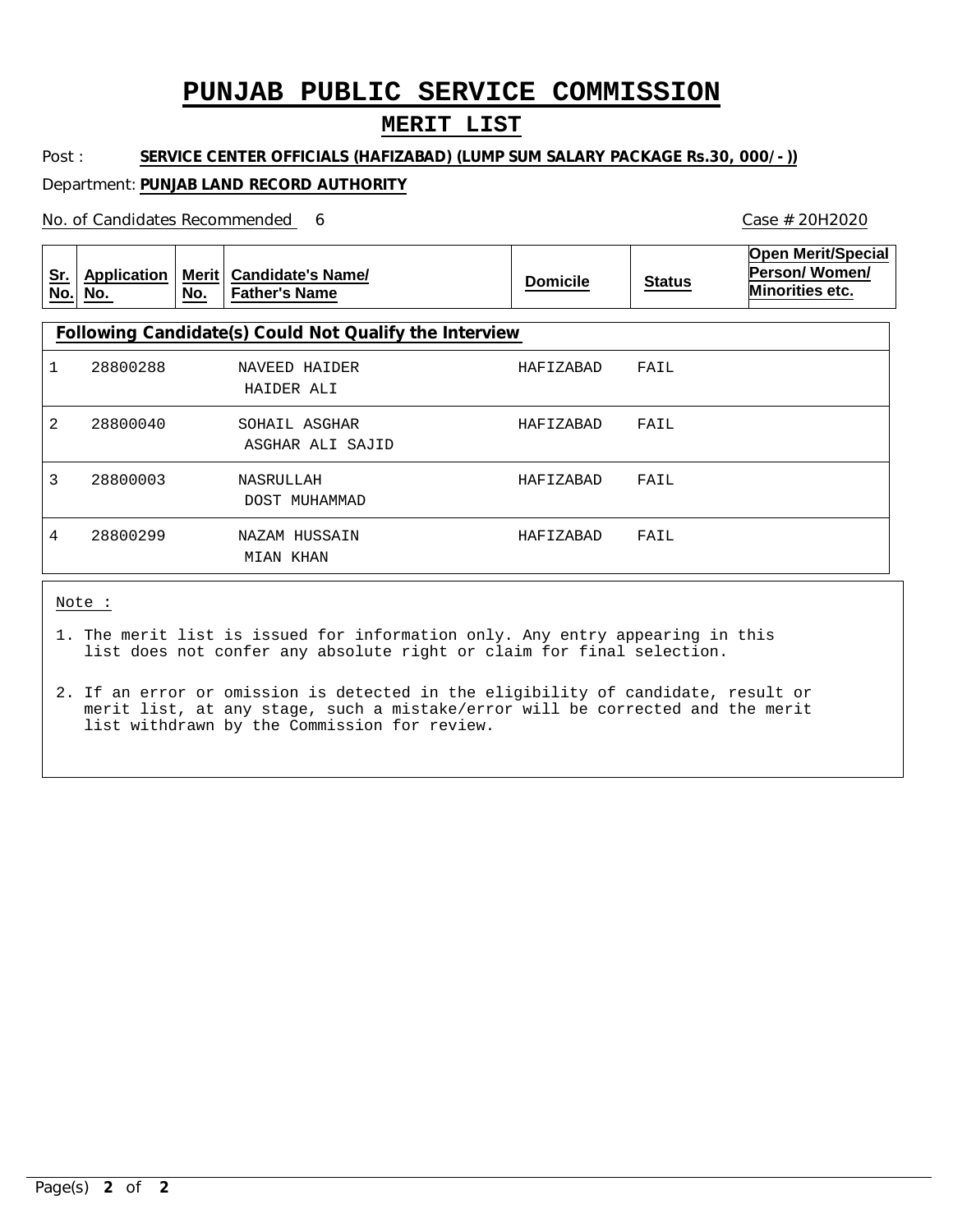# PUNJAB PUBLIC SERVICE COMMISSION

## MERIT LIST

Post : **SERVICE CENTER OFFICIALS (HAFIZABAD) (LUMP SUM SALARY PACKAGE Rs.30, 000/-))**

Department: **PUNJAB LAND RECORD AUTHORITY**

No. of Candidates Recommended 6

Case # 20H2020

| Sr. No. | Application No. | Merit No. | Candidate's Name/ Father's Name | Domicile | Status | Open Merit/Special Person/ Women/ Minorities etc. |
|---|---|---|---|---|---|---|
| **Following Candidate(s) Could Not Qualify the Interview** | | | | | | |
| 1 | 28800288 | | NAVEED HAIDER<br>HAIDER ALI | HAFIZABAD | FAIL | |
| 2 | 28800040 | | SOHAIL ASGHAR<br>ASGHAR ALI SAJID | HAFIZABAD | FAIL | |
| 3 | 28800003 | | NASRULLAH<br>DOST MUHAMMAD | HAFIZABAD | FAIL | |
| 4 | 28800299 | | NAZAM HUSSAIN<br>MIAN KHAN | HAFIZABAD | FAIL | |

Note :

1. The merit list is issued for information only. Any entry appearing in this list does not confer any absolute right or claim for final selection.
2. If an error or omission is detected in the eligibility of candidate, result or merit list, at any stage, such a mistake/error will be corrected and the merit list withdrawn by the Commission for review.